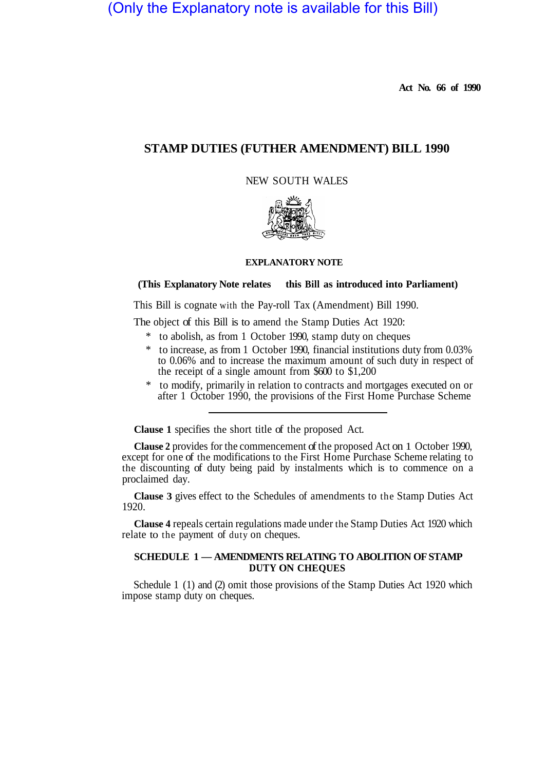(Only the Explanatory note is available for this Bill)

**Act No. 66 of 1990**

# STAMP DUTIES (FUTHER AMENDMENT) BILL 1990

NEW SOUTH WALES

**EXPLANATORY NOTE**

**(This Explanatory Note relates this Bill as introduced into Parliament)**

This Bill is cognate with the Pay-roll Tax (Amendment) Bill 1990.

The object of this Bill is to amend the Stamp Duties Act 1920:

* to abolish, as from 1 October 1990, stamp duty on cheques
* to increase, as from 1 October 1990, financial institutions duty from 0.03% to 0.06% and to increase the maximum amount of such duty in respect of the receipt of a single amount from $600 to $1,200
* to modify, primarily in relation to contracts and mortgages executed on or after 1 October 1990, the provisions of the First Home Purchase Scheme

---

**Clause 1** specifies the short title of the proposed Act.

**Clause 2** provides for the commencement of the proposed Act on 1 October 1990, except for one of the modifications to the First Home Purchase Scheme relating to the discounting of duty being paid by instalments which is to commence on a proclaimed day.

**Clause 3** gives effect to the Schedules of amendments to the Stamp Duties Act 1920.

**Clause 4** repeals certain regulations made under the Stamp Duties Act 1920 which relate to the payment of duty on cheques.

**SCHEDULE 1 — AMENDMENTS RELATING TO ABOLITION OF STAMP DUTY ON CHEQUES**

Schedule 1 (1) and (2) omit those provisions of the Stamp Duties Act 1920 which impose stamp duty on cheques.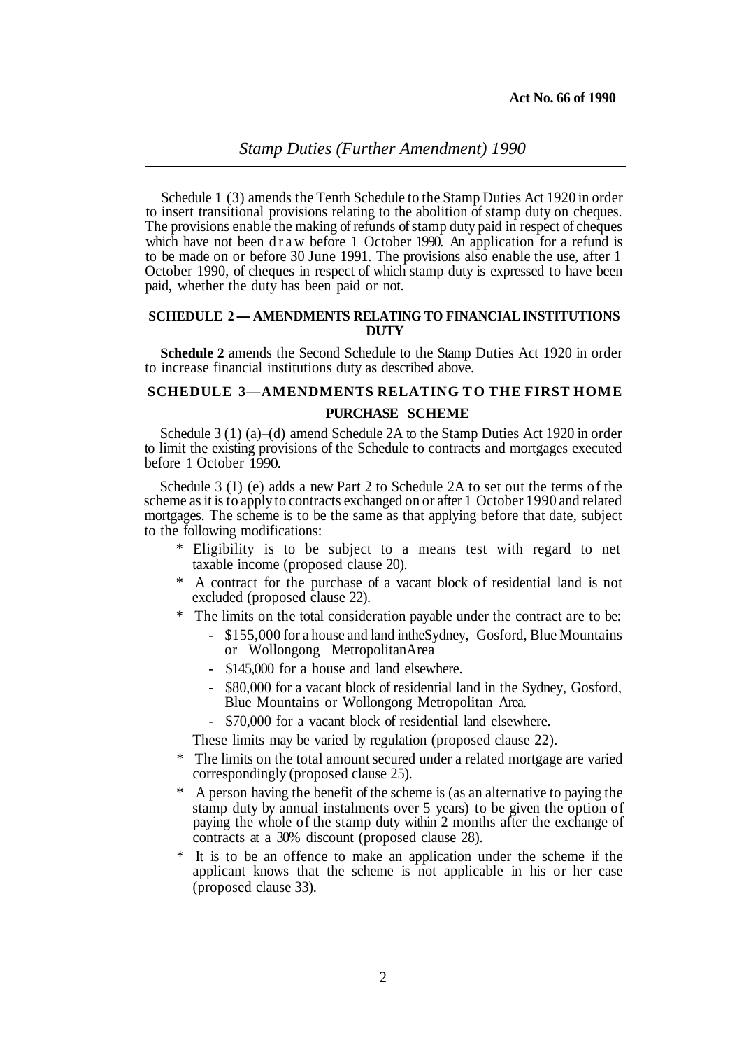Schedule 1 (3) amends the Tenth Schedule to the Stamp Duties Act 1920 in order to insert transitional provisions relating to the abolition of stamp duty on cheques. The provisions enable the making of refunds of stamp duty paid in respect of cheques which have not been draw before 1 October 1990. An application for a refund is to be made on or before 30 June 1991. The provisions also enable the use, after 1 October 1990, of cheques in respect of which stamp duty is expressed to have been paid, whether the duty has been paid or not.

## SCHEDULE 2 — AMENDMENTS RELATING TO FINANCIAL INSTITUTIONS DUTY

**Schedule 2** amends the Second Schedule to the Stamp Duties Act 1920 in order to increase financial institutions duty as described above.

## SCHEDULE 3—AMENDMENTS RELATING TO THE FIRST HOME PURCHASE SCHEME

Schedule 3 (1) (a)–(d) amend Schedule 2A to the Stamp Duties Act 1920 in order to limit the existing provisions of the Schedule to contracts and mortgages executed before 1 October 1990.

Schedule 3 (I) (e) adds a new Part 2 to Schedule 2A to set out the terms of the scheme as it is to apply to contracts exchanged on or after 1 October 1990 and related mortgages. The scheme is to be the same as that applying before that date, subject to the following modifications:

* Eligibility is to be subject to a means test with regard to net taxable income (proposed clause 20).
* A contract for the purchase of a vacant block of residential land is not excluded (proposed clause 22).
* The limits on the total consideration payable under the contract are to be:
  - $155,000 for a house and land in the Sydney, Gosford, Blue Mountains or Wollongong Metropolitan Area
  - $145,000 for a house and land elsewhere.
  - $80,000 for a vacant block of residential land in the Sydney, Gosford, Blue Mountains or Wollongong Metropolitan Area.
  - $70,000 for a vacant block of residential land elsewhere.

  These limits may be varied by regulation (proposed clause 22).
* The limits on the total amount secured under a related mortgage are varied correspondingly (proposed clause 25).
* A person having the benefit of the scheme is (as an alternative to paying the stamp duty by annual instalments over 5 years) to be given the option of paying the whole of the stamp duty within 2 months after the exchange of contracts at a 30% discount (proposed clause 28).
* It is to be an offence to make an application under the scheme if the applicant knows that the scheme is not applicable in his or her case (proposed clause 33).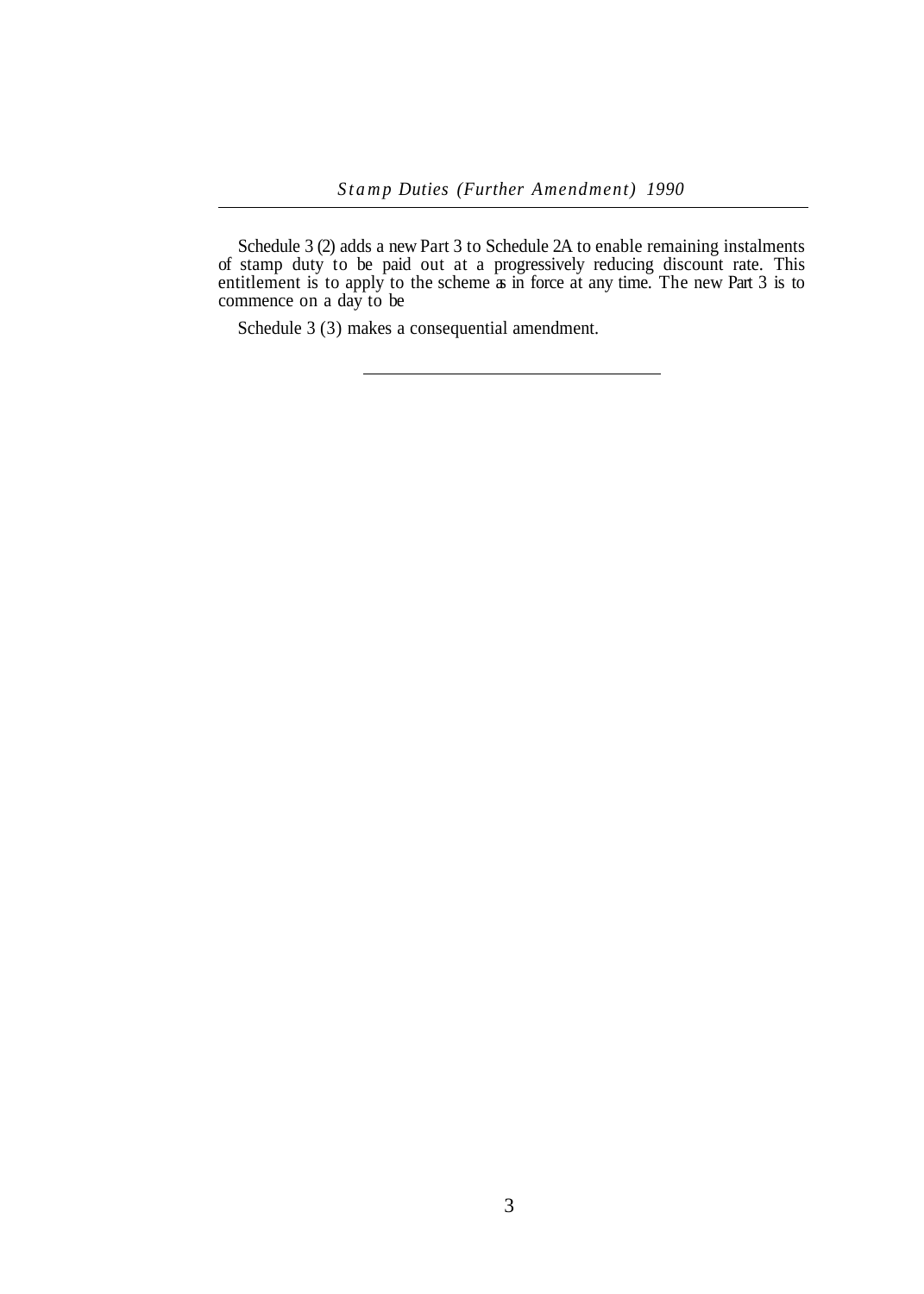Schedule 3 (2) adds a new Part 3 to Schedule 2A to enable remaining instalments of stamp duty to be paid out at a progressively reducing discount rate. This entitlement is to apply to the scheme as in force at any time. The new Part 3 is to commence on a day to be

Schedule 3 (3) makes a consequential amendment.